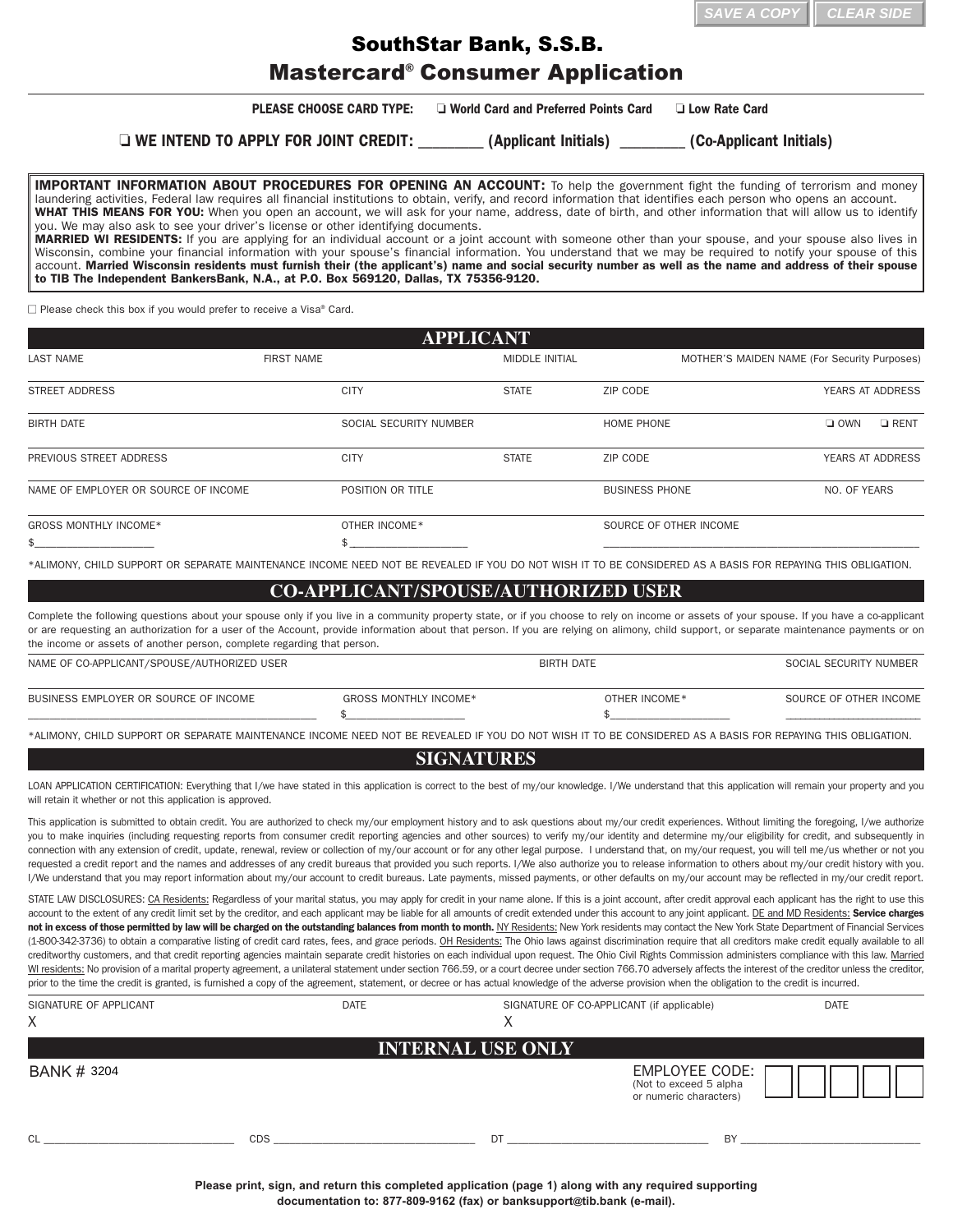# SouthStar Bank, S.S.B.
# Mastercard® Consumer Application

**PLEASE CHOOSE CARD TYPE:** ❑ World Card and Preferred Points Card ❑ Low Rate Card

**❑ WE INTEND TO APPLY FOR JOINT CREDIT: ________ (Applicant Initials) ________ (Co-Applicant Initials)**

**IMPORTANT INFORMATION ABOUT PROCEDURES FOR OPENING AN ACCOUNT:** To help the government fight the funding of terrorism and money laundering activities, Federal law requires all financial institutions to obtain, verify, and record information that identifies each person who opens an account.
**WHAT THIS MEANS FOR YOU:** When you open an account, we will ask for your name, address, date of birth, and other information that will allow us to identify you. We may also ask to see your driver's license or other identifying documents.
**MARRIED WI RESIDENTS:** If you are applying for an individual account or a joint account with someone other than your spouse, and your spouse also lives in Wisconsin, combine your financial information with your spouse's financial information. You understand that we may be required to notify your spouse of this account. **Married Wisconsin residents must furnish their (the applicant's) name and social security number as well as the name and address of their spouse to TIB The Independent BankersBank, N.A., at P.O. Box 569120, Dallas, TX 75356-9120.**

☐ Please check this box if you would prefer to receive a Visa® Card.

## APPLICANT

| LAST NAME | FIRST NAME | MIDDLE INITIAL | MOTHER'S MAIDEN NAME (For Security Purposes) | |
|---|---|---|---|---|
| STREET ADDRESS | CITY | STATE | ZIP CODE | YEARS AT ADDRESS |
| BIRTH DATE | SOCIAL SECURITY NUMBER | | HOME PHONE | ❑ OWN ❑ RENT |
| PREVIOUS STREET ADDRESS | CITY | STATE | ZIP CODE | YEARS AT ADDRESS |
| NAME OF EMPLOYER OR SOURCE OF INCOME | POSITION OR TITLE | | BUSINESS PHONE | NO. OF YEARS |
| GROSS MONTHLY INCOME* $____________ | OTHER INCOME* $____________ | | SOURCE OF OTHER INCOME ____________ | |

*ALIMONY, CHILD SUPPORT OR SEPARATE MAINTENANCE INCOME NEED NOT BE REVEALED IF YOU DO NOT WISH IT TO BE CONSIDERED AS A BASIS FOR REPAYING THIS OBLIGATION.

## CO-APPLICANT/SPOUSE/AUTHORIZED USER

Complete the following questions about your spouse only if you live in a community property state, or if you choose to rely on income or assets of your spouse. If you have a co-applicant or are requesting an authorization for a user of the Account, provide information about that person. If you are relying on alimony, child support, or separate maintenance payments or on the income or assets of another person, complete regarding that person.

| NAME OF CO-APPLICANT/SPOUSE/AUTHORIZED USER | | BIRTH DATE | SOCIAL SECURITY NUMBER |
|---|---|---|---|
| BUSINESS EMPLOYER OR SOURCE OF INCOME ____________ | GROSS MONTHLY INCOME* $____________ | OTHER INCOME* $____________ | SOURCE OF OTHER INCOME ____________ |

*ALIMONY, CHILD SUPPORT OR SEPARATE MAINTENANCE INCOME NEED NOT BE REVEALED IF YOU DO NOT WISH IT TO BE CONSIDERED AS A BASIS FOR REPAYING THIS OBLIGATION.

## SIGNATURES

LOAN APPLICATION CERTIFICATION: Everything that I/we have stated in this application is correct to the best of my/our knowledge. I/We understand that this application will remain your property and you will retain it whether or not this application is approved.

This application is submitted to obtain credit. You are authorized to check my/our employment history and to ask questions about my/our credit experiences. Without limiting the foregoing, I/we authorize you to make inquiries (including requesting reports from consumer credit reporting agencies and other sources) to verify my/our identity and determine my/our eligibility for credit, and subsequently in connection with any extension of credit, update, renewal, review or collection of my/our account or for any other legal purpose. I understand that, on my/our request, you will tell me/us whether or not you requested a credit report and the names and addresses of any credit bureaus that provided you such reports. I/We also authorize you to release information to others about my/our credit history with you. I/We understand that you may report information about my/our account to credit bureaus. Late payments, missed payments, or other defaults on my/our account may be reflected in my/our credit report.

STATE LAW DISCLOSURES: CA Residents: Regardless of your marital status, you may apply for credit in your name alone. If this is a joint account, after credit approval each applicant has the right to use this account to the extent of any credit limit set by the creditor, and each applicant may be liable for all amounts of credit extended under this account to any joint applicant. DE and MD Residents: **Service charges not in excess of those permitted by law will be charged on the outstanding balances from month to month.** NY Residents: New York residents may contact the New York State Department of Financial Services (1-800-342-3736) to obtain a comparative listing of credit card rates, fees, and grace periods. OH Residents: The Ohio laws against discrimination require that all creditors make credit equally available to all creditworthy customers, and that credit reporting agencies maintain separate credit histories on each individual upon request. The Ohio Civil Rights Commission administers compliance with this law. Married WI residents: No provision of a marital property agreement, a unilateral statement under section 766.59, or a court decree under section 766.70 adversely affects the interest of the creditor unless the creditor, prior to the time the credit is granted, is furnished a copy of the agreement, statement, or decree or has actual knowledge of the adverse provision when the obligation to the credit is incurred.

| SIGNATURE OF APPLICANT | DATE | SIGNATURE OF CO-APPLICANT (if applicable) | DATE |
|---|---|---|---|
| X | | X | |

## INTERNAL USE ONLY

BANK # 3204

EMPLOYEE CODE: (Not to exceed 5 alpha or numeric characters) ☐☐☐☐☐

CL ____________ CDS ____________ DT ____________ BY ____________

**Please print, sign, and return this completed application (page 1) along with any required supporting documentation to: 877-809-9162 (fax) or banksupport@tib.bank (e-mail).**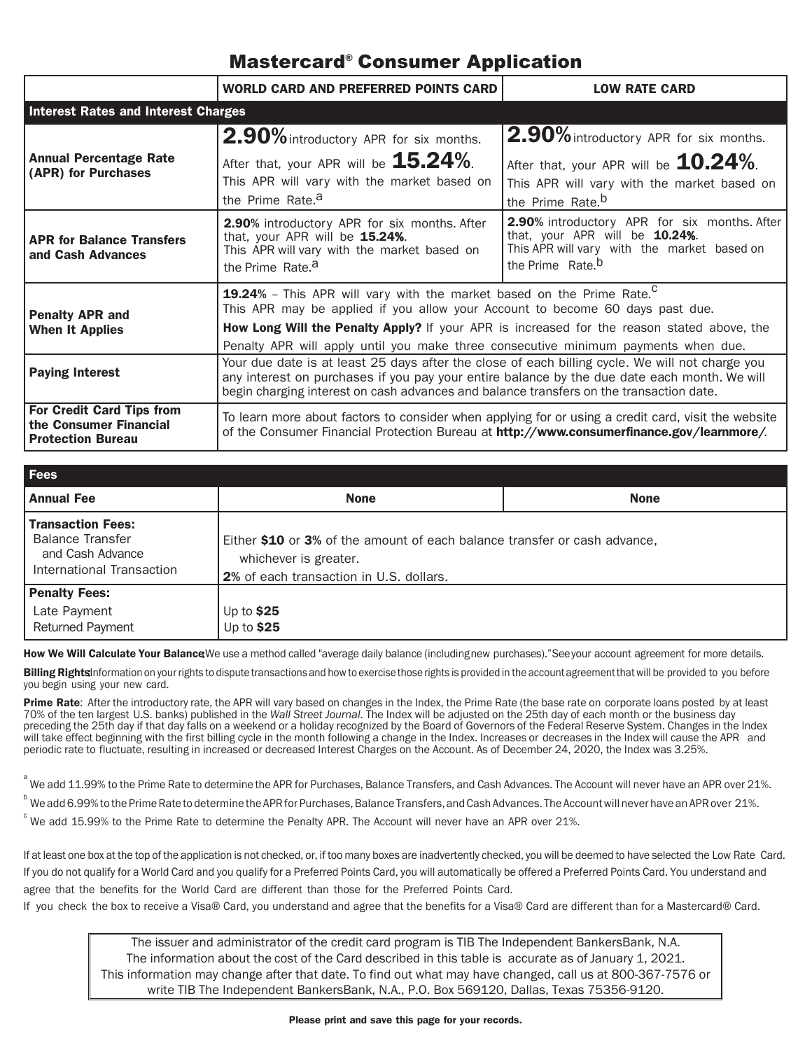# Mastercard® Consumer Application

| | WORLD CARD AND PREFERRED POINTS CARD | LOW RATE CARD |
|---|---|---|
| **Interest Rates and Interest Charges** | | |
| **Annual Percentage Rate (APR) for Purchases** | **2.90%** introductory APR for six months. After that, your APR will be **15.24%**. This APR will vary with the market based on the Prime Rate.[a] | **2.90%** introductory APR for six months. After that, your APR will be **10.24%**. This APR will vary with the market based on the Prime Rate.[b] |
| **APR for Balance Transfers and Cash Advances** | **2.90%** introductory APR for six months. After that, your APR will be **15.24%**. This APR will vary with the market based on the Prime Rate.[a] | **2.90%** introductory APR for six months. After that, your APR will be **10.24%**. This APR will vary with the market based on the Prime Rate.[b] |
| **Penalty APR and When It Applies** | **19.24%** – This APR will vary with the market based on the Prime Rate.[c] This APR may be applied if you allow your Account to become 60 days past due. **How Long Will the Penalty Apply?** If your APR is increased for the reason stated above, the Penalty APR will apply until you make three consecutive minimum payments when due. | |
| **Paying Interest** | Your due date is at least 25 days after the close of each billing cycle. We will not charge you any interest on purchases if you pay your entire balance by the due date each month. We will begin charging interest on cash advances and balance transfers on the transaction date. | |
| **For Credit Card Tips from the Consumer Financial Protection Bureau** | To learn more about factors to consider when applying for or using a credit card, visit the website of the Consumer Financial Protection Bureau at **http://www.consumerfinance.gov/learnmore/**. | |

| **Fees** | | |
|---|---|---|
| **Annual Fee** | **None** | **None** |
| **Transaction Fees:** Balance Transfer and Cash Advance; International Transaction | Either **$10** or **3%** of the amount of each balance transfer or cash advance, whichever is greater. **2%** of each transaction in U.S. dollars. | |
| **Penalty Fees:** Late Payment; Returned Payment | Up to **$25**; Up to **$25** | |

**How We Will Calculate Your Balance**: We use a method called "average daily balance (including new purchases)." See your account agreement for more details.

**Billing Rights**: Information on your rights to dispute transactions and how to exercise those rights is provided in the account agreement that will be provided to you before you begin using your new card.

**Prime Rate**: After the introductory rate, the APR will vary based on changes in the Index, the Prime Rate (the base rate on corporate loans posted by at least 70% of the ten largest U.S. banks) published in the *Wall Street Journal*. The Index will be adjusted on the 25th day of each month or the business day preceding the 25th day if that day falls on a weekend or a holiday recognized by the Board of Governors of the Federal Reserve System. Changes in the Index will take effect beginning with the first billing cycle in the month following a change in the Index. Increases or decreases in the Index will cause the APR and periodic rate to fluctuate, resulting in increased or decreased Interest Charges on the Account. As of December 24, 2020, the Index was 3.25%.

[a] We add 11.99% to the Prime Rate to determine the APR for Purchases, Balance Transfers, and Cash Advances. The Account will never have an APR over 21%.

[b] We add 6.99% to the Prime Rate to determine the APR for Purchases, Balance Transfers, and Cash Advances. The Account will never have an APR over 21%.

[c] We add 15.99% to the Prime Rate to determine the Penalty APR. The Account will never have an APR over 21%.

If at least one box at the top of the application is not checked, or, if too many boxes are inadvertently checked, you will be deemed to have selected the Low Rate Card. If you do not qualify for a World Card and you qualify for a Preferred Points Card, you will automatically be offered a Preferred Points Card. You understand and agree that the benefits for the World Card are different than those for the Preferred Points Card.

If you check the box to receive a Visa® Card, you understand and agree that the benefits for a Visa® Card are different than for a Mastercard® Card.

The issuer and administrator of the credit card program is TIB The Independent BankersBank, N.A.
The information about the cost of the Card described in this table is accurate as of January 1, 2021.
This information may change after that date. To find out what may have changed, call us at 800-367-7576 or write TIB The Independent BankersBank, N.A., P.O. Box 569120, Dallas, Texas 75356-9120.

**Please print and save this page for your records.**